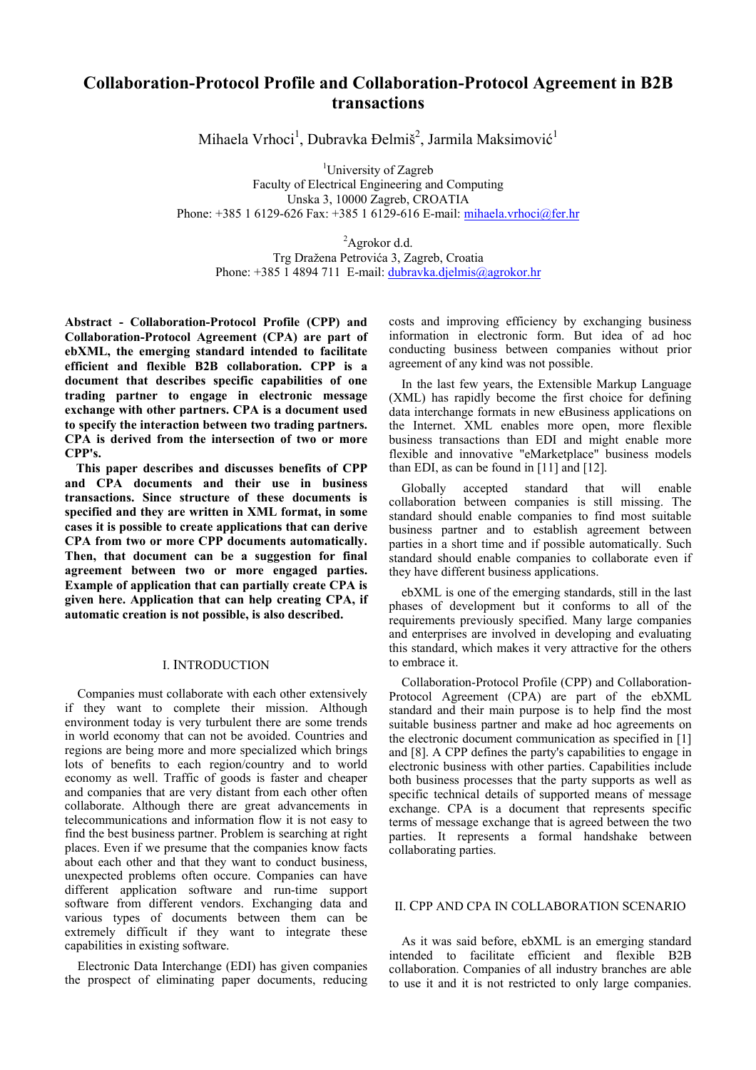# Collaboration-Protocol Profile and Collaboration-Protocol Agreement in B2B transactions

Mihaela Vrhoci[1], Dubravka Đelmiš[2], Jarmila Maksimović[1]

[1]University of Zagreb
Faculty of Electrical Engineering and Computing
Unska 3, 10000 Zagreb, CROATIA
Phone: +385 1 6129-626 Fax: +385 1 6129-616 E-mail: mihaela.vrhoci@fer.hr

[2]Agrokor d.d.
Trg Dražena Petrovića 3, Zagreb, Croatia
Phone: +385 1 4894 711 E-mail: dubravka.djelmis@agrokor.hr

**Abstract - Collaboration-Protocol Profile (CPP) and Collaboration-Protocol Agreement (CPA) are part of ebXML, the emerging standard intended to facilitate efficient and flexible B2B collaboration. CPP is a document that describes specific capabilities of one trading partner to engage in electronic message exchange with other partners. CPA is a document used to specify the interaction between two trading partners. CPA is derived from the intersection of two or more CPP's.**

**This paper describes and discusses benefits of CPP and CPA documents and their use in business transactions. Since structure of these documents is specified and they are written in XML format, in some cases it is possible to create applications that can derive CPA from two or more CPP documents automatically. Then, that document can be a suggestion for final agreement between two or more engaged parties. Example of application that can partially create CPA is given here. Application that can help creating CPA, if automatic creation is not possible, is also described.**

## I. INTRODUCTION

Companies must collaborate with each other extensively if they want to complete their mission. Although environment today is very turbulent there are some trends in world economy that can not be avoided. Countries and regions are being more and more specialized which brings lots of benefits to each region/country and to world economy as well. Traffic of goods is faster and cheaper and companies that are very distant from each other often collaborate. Although there are great advancements in telecommunications and information flow it is not easy to find the best business partner. Problem is searching at right places. Even if we presume that the companies know facts about each other and that they want to conduct business, unexpected problems often occure. Companies can have different application software and run-time support software from different vendors. Exchanging data and various types of documents between them can be extremely difficult if they want to integrate these capabilities in existing software.

Electronic Data Interchange (EDI) has given companies the prospect of eliminating paper documents, reducing costs and improving efficiency by exchanging business information in electronic form. But idea of ad hoc conducting business between companies without prior agreement of any kind was not possible.

In the last few years, the Extensible Markup Language (XML) has rapidly become the first choice for defining data interchange formats in new eBusiness applications on the Internet. XML enables more open, more flexible business transactions than EDI and might enable more flexible and innovative "eMarketplace" business models than EDI, as can be found in [11] and [12].

Globally accepted standard that will enable collaboration between companies is still missing. The standard should enable companies to find most suitable business partner and to establish agreement between parties in a short time and if possible automatically. Such standard should enable companies to collaborate even if they have different business applications.

ebXML is one of the emerging standards, still in the last phases of development but it conforms to all of the requirements previously specified. Many large companies and enterprises are involved in developing and evaluating this standard, which makes it very attractive for the others to embrace it.

Collaboration-Protocol Profile (CPP) and Collaboration-Protocol Agreement (CPA) are part of the ebXML standard and their main purpose is to help find the most suitable business partner and make ad hoc agreements on the electronic document communication as specified in [1] and [8]. A CPP defines the party's capabilities to engage in electronic business with other parties. Capabilities include both business processes that the party supports as well as specific technical details of supported means of message exchange. CPA is a document that represents specific terms of message exchange that is agreed between the two parties. It represents a formal handshake between collaborating parties.

## II. CPP AND CPA IN COLLABORATION SCENARIO

As it was said before, ebXML is an emerging standard intended to facilitate efficient and flexible B2B collaboration. Companies of all industry branches are able to use it and it is not restricted to only large companies.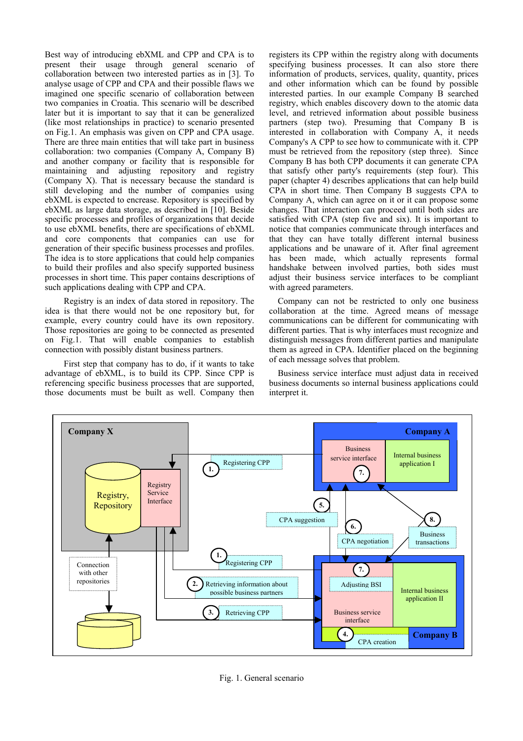Best way of introducing ebXML and CPP and CPA is to present their usage through general scenario of collaboration between two interested parties as in [3]. To analyse usage of CPP and CPA and their possible flaws we imagined one specific scenario of collaboration between two companies in Croatia. This scenario will be described later but it is important to say that it can be generalized (like most relationships in practice) to scenario presented on Fig.1. An emphasis was given on CPP and CPA usage. There are three main entities that will take part in business collaboration: two companies (Company A, Company B) and another company or facility that is responsible for maintaining and adjusting repository and registry (Company X). That is necessary because the standard is still developing and the number of companies using ebXML is expected to encrease. Repository is specified by ebXML as large data storage, as described in [10]. Beside specific processes and profiles of organizations that decide to use ebXML benefits, there are specifications of ebXML and core components that companies can use for generation of their specific business processes and profiles. The idea is to store applications that could help companies to build their profiles and also specify supported business processes in short time. This paper contains descriptions of such applications dealing with CPP and CPA.

Registry is an index of data stored in repository. The idea is that there would not be one repository but, for example, every country could have its own repository. Those repositories are going to be connected as presented on Fig.1. That will enable companies to establish connection with possibly distant business partners.

First step that company has to do, if it wants to take advantage of ebXML, is to build its CPP. Since CPP is referencing specific business processes that are supported, those documents must be built as well. Company then registers its CPP within the registry along with documents specifying business processes. It can also store there information of products, services, quality, quantity, prices and other information which can be found by possible interested parties. In our example Company B searched registry, which enables discovery down to the atomic data level, and retrieved information about possible business partners (step two). Presuming that Company B is interested in collaboration with Company A, it needs Company's A CPP to see how to communicate with it. CPP must be retrieved from the repository (step three). Since Company B has both CPP documents it can generate CPA that satisfy other party's requirements (step four). This paper (chapter 4) describes applications that can help build CPA in short time. Then Company B suggests CPA to Company A, which can agree on it or it can propose some changes. That interaction can proceed until both sides are satisfied with CPA (step five and six). It is important to notice that companies communicate through interfaces and that they can have totally different internal business applications and be unaware of it. After final agreement has been made, which actually represents formal handshake between involved parties, both sides must adjust their business service interfaces to be compliant with agreed parameters.

Company can not be restricted to only one business collaboration at the time. Agreed means of message communications can be different for communicating with different parties. That is why interfaces must recognize and distinguish messages from different parties and manipulate them as agreed in CPA. Identifier placed on the beginning of each message solves that problem.

Business service interface must adjust data in received business documents so internal business applications could interpret it.

Fig. 1. General scenario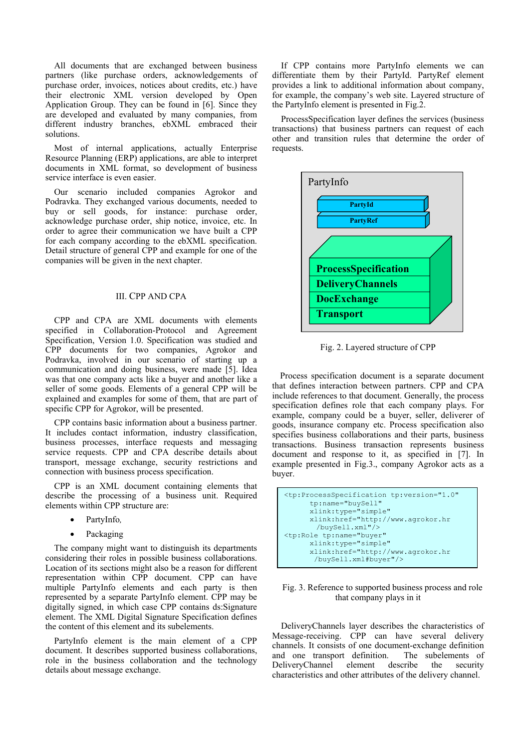All documents that are exchanged between business partners (like purchase orders, acknowledgements of purchase order, invoices, notices about credits, etc.) have their electronic XML version developed by Open Application Group. They can be found in [6]. Since they are developed and evaluated by many companies, from different industry branches, ebXML embraced their solutions.

Most of internal applications, actually Enterprise Resource Planning (ERP) applications, are able to interpret documents in XML format, so development of business service interface is even easier.

Our scenario included companies Agrokor and Podravka. They exchanged various documents, needed to buy or sell goods, for instance: purchase order, acknowledge purchase order, ship notice, invoice, etc. In order to agree their communication we have built a CPP for each company according to the ebXML specification. Detail structure of general CPP and example for one of the companies will be given in the next chapter.

## III. CPP AND CPA

CPP and CPA are XML documents with elements specified in Collaboration-Protocol and Agreement Specification, Version 1.0. Specification was studied and CPP documents for two companies, Agrokor and Podravka, involved in our scenario of starting up a communication and doing business, were made [5]. Idea was that one company acts like a buyer and another like a seller of some goods. Elements of a general CPP will be explained and examples for some of them, that are part of specific CPP for Agrokor, will be presented.

CPP contains basic information about a business partner. It includes contact information, industry classification, business processes, interface requests and messaging service requests. CPP and CPA describe details about transport, message exchange, security restrictions and connection with business process specification.

CPP is an XML document containing elements that describe the processing of a business unit. Required elements within CPP structure are:

- PartyInfo,
- Packaging

The company might want to distinguish its departments considering their roles in possible business collaborations. Location of its sections might also be a reason for different representation within CPP document. CPP can have multiple PartyInfo elements and each party is then represented by a separate PartyInfo element. CPP may be digitally signed, in which case CPP contains ds:Signature element. The XML Digital Signature Specification defines the content of this element and its subelements.

PartyInfo element is the main element of a CPP document. It describes supported business collaborations, role in the business collaboration and the technology details about message exchange.

If CPP contains more PartyInfo elements we can differentiate them by their PartyId. PartyRef element provides a link to additional information about company, for example, the company's web site. Layered structure of the PartyInfo element is presented in Fig.2.

ProcessSpecification layer defines the services (business transactions) that business partners can request of each other and transition rules that determine the order of requests.

PartyInfo

PartyId

PartyRef

ProcessSpecification

DeliveryChannels

DocExchange

Transport

Fig. 2. Layered structure of CPP

Process specification document is a separate document that defines interaction between partners. CPP and CPA include references to that document. Generally, the process specification defines role that each company plays. For example, company could be a buyer, seller, deliverer of goods, insurance company etc. Process specification also specifies business collaborations and their parts, business transactions. Business transaction represents business document and response to it, as specified in [7]. In example presented in Fig.3., company Agrokor acts as a buyer.

```
<tp:ProcessSpecification tp:version="1.0"
       tp:name="buySell"
       xlink:type="simple"
       xlink:href="http://www.agrokor.hr
        /buySell.xml"/>
<tp:Role tp:name="buyer"
       xlink:type="simple"
       xlink:href="http://www.agrokor.hr
        /buySell.xml#buyer"/>
```

Fig. 3. Reference to supported business process and role that company plays in it

DeliveryChannels layer describes the characteristics of Message-receiving. CPP can have several delivery channels. It consists of one document-exchange definition and one transport definition. The subelements of DeliveryChannel element describe the security characteristics and other attributes of the delivery channel.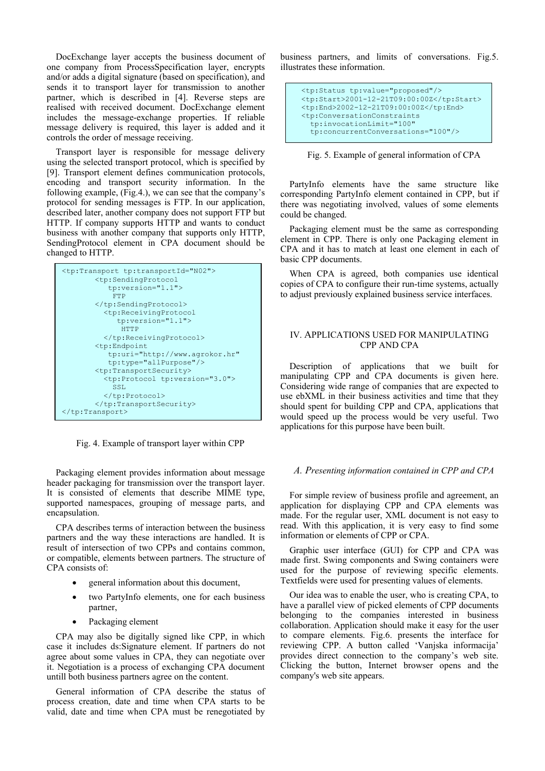DocExchange layer accepts the business document of one company from ProcessSpecification layer, encrypts and/or adds a digital signature (based on specification), and sends it to transport layer for transmission to another partner, which is described in [4]. Reverse steps are realised with received document. DocExchange element includes the message-exchange properties. If reliable message delivery is required, this layer is added and it controls the order of message receiving.

Transport layer is responsible for message delivery using the selected transport protocol, which is specified by [9]. Transport element defines communication protocols, encoding and transport security information. In the following example, (Fig.4.), we can see that the company's protocol for sending messages is FTP. In our application, described later, another company does not support FTP but HTTP. If company supports HTTP and wants to conduct business with another company that supports only HTTP, SendingProtocol element in CPA document should be changed to HTTP.

```
<tp:Transport tp:transportId="N02">
        <tp:SendingProtocol
           tp:version="1.1">
            FTP
        </tp:SendingProtocol>
          <tp:ReceivingProtocol
             tp:version="1.1">
              HTTP
          </tp:ReceivingProtocol>
        <tp:Endpoint
           tp:uri="http://www.agrokor.hr"
           tp:type="allPurpose"/>
        <tp:TransportSecurity>
          <tp:Protocol tp:version="3.0">
            SSL
          </tp:Protocol>
        </tp:TransportSecurity>
</tp:Transport>
```

Fig. 4. Example of transport layer within CPP

Packaging element provides information about message header packaging for transmission over the transport layer. It is consisted of elements that describe MIME type, supported namespaces, grouping of message parts, and encapsulation.

CPA describes terms of interaction between the business partners and the way these interactions are handled. It is result of intersection of two CPPs and contains common, or compatible, elements between partners. The structure of CPA consists of:

- general information about this document,
- two PartyInfo elements, one for each business partner,
- Packaging element

CPA may also be digitally signed like CPP, in which case it includes ds:Signature element. If partners do not agree about some values in CPA, they can negotiate over it. Negotiation is a process of exchanging CPA document untill both business partners agree on the content.

General information of CPA describe the status of process creation, date and time when CPA starts to be valid, date and time when CPA must be renegotiated by business partners, and limits of conversations. Fig.5. illustrates these information.

```
<tp:Status tp:value="proposed"/>
<tp:Start>2001-12-21T09:00:00Z</tp:Start>
<tp:End>2002-12-21T09:00:00Z</tp:End>
<tp:ConversationConstraints
  tp:invocationLimit="100"
  tp:concurrentConversations="100"/>
```

Fig. 5. Example of general information of CPA

PartyInfo elements have the same structure like corresponding PartyInfo element contained in CPP, but if there was negotiating involved, values of some elements could be changed.

Packaging element must be the same as corresponding element in CPP. There is only one Packaging element in CPA and it has to match at least one element in each of basic CPP documents.

When CPA is agreed, both companies use identical copies of CPA to configure their run-time systems, actually to adjust previously explained business service interfaces.

## IV. Applications Used for Manipulating CPP and CPA

Description of applications that we built for manipulating CPP and CPA documents is given here. Considering wide range of companies that are expected to use ebXML in their business activities and time that they should spent for building CPP and CPA, applications that would speed up the process would be very useful. Two applications for this purpose have been built.

### *A. Presenting information contained in CPP and CPA*

For simple review of business profile and agreement, an application for displaying CPP and CPA elements was made. For the regular user, XML document is not easy to read. With this application, it is very easy to find some information or elements of CPP or CPA.

Graphic user interface (GUI) for CPP and CPA was made first. Swing components and Swing containers were used for the purpose of reviewing specific elements. Textfields were used for presenting values of elements.

Our idea was to enable the user, who is creating CPA, to have a parallel view of picked elements of CPP documents belonging to the companies interested in business collaboration. Application should make it easy for the user to compare elements. Fig.6. presents the interface for reviewing CPP. A button called 'Vanjska informacija' provides direct connection to the company's web site. Clicking the button, Internet browser opens and the company's web site appears.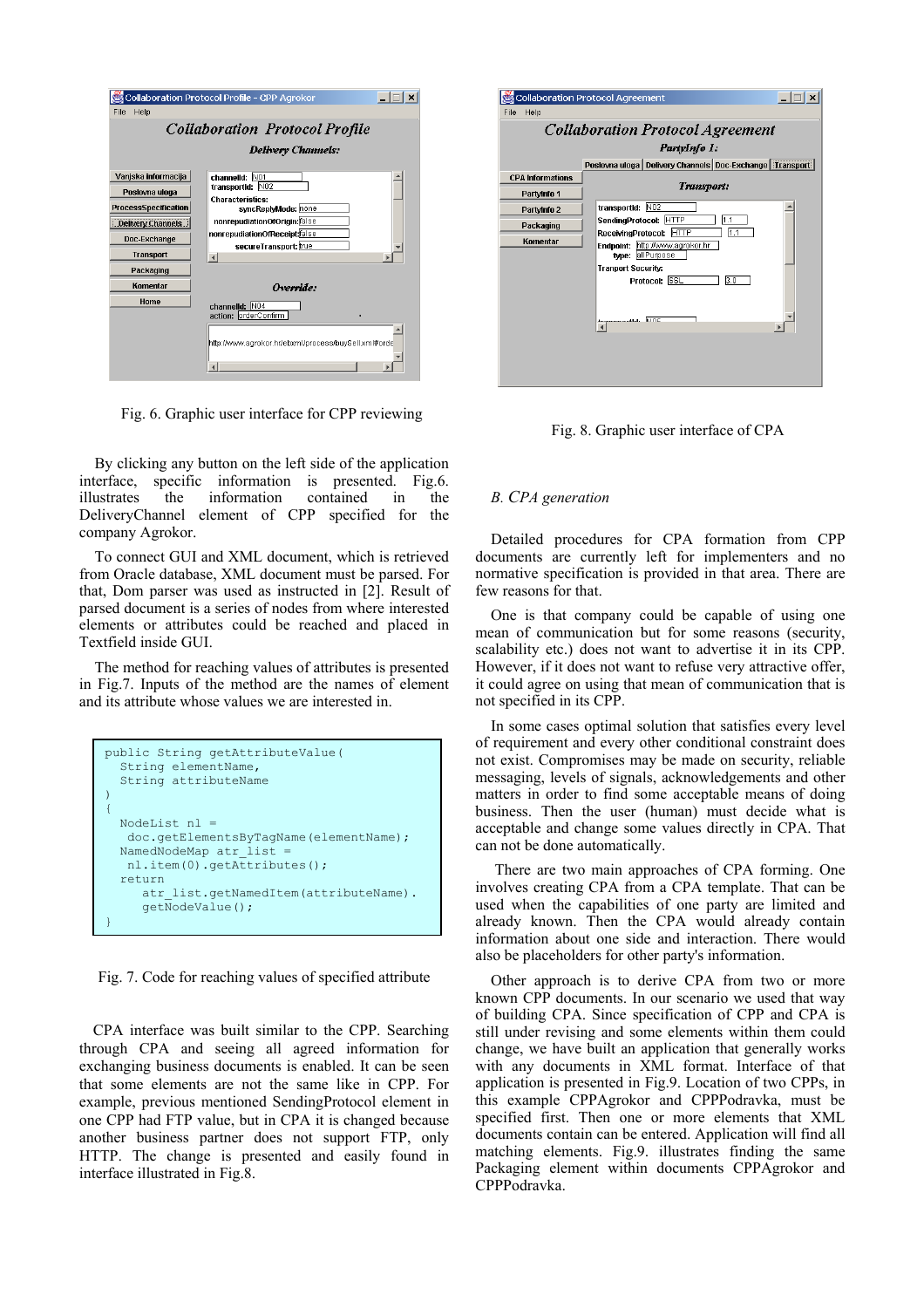Fig. 6. Graphic user interface for CPP reviewing

By clicking any button on the left side of the application interface, specific information is presented. Fig.6. illustrates the information contained in the DeliveryChannel element of CPP specified for the company Agrokor.

To connect GUI and XML document, which is retrieved from Oracle database, XML document must be parsed. For that, Dom parser was used as instructed in [2]. Result of parsed document is a series of nodes from where interested elements or attributes could be reached and placed in Textfield inside GUI.

The method for reaching values of attributes is presented in Fig.7. Inputs of the method are the names of element and its attribute whose values we are interested in.

```
public String getAttributeValue(
  String elementName,
  String attributeName
)
{
  NodeList nl =
   doc.getElementsByTagName(elementName);
  NamedNodeMap atr_list =
   nl.item(0).getAttributes();
  return
     atr_list.getNamedItem(attributeName).
     getNodeValue();
}
```

Fig. 7. Code for reaching values of specified attribute

CPA interface was built similar to the CPP. Searching through CPA and seeing all agreed information for exchanging business documents is enabled. It can be seen that some elements are not the same like in CPP. For example, previous mentioned SendingProtocol element in one CPP had FTP value, but in CPA it is changed because another business partner does not support FTP, only HTTP. The change is presented and easily found in interface illustrated in Fig.8.

Fig. 8. Graphic user interface of CPA

### *B. CPA generation*

Detailed procedures for CPA formation from CPP documents are currently left for implementers and no normative specification is provided in that area. There are few reasons for that.

One is that company could be capable of using one mean of communication but for some reasons (security, scalability etc.) does not want to advertise it in its CPP. However, if it does not want to refuse very attractive offer, it could agree on using that mean of communication that is not specified in its CPP.

In some cases optimal solution that satisfies every level of requirement and every other conditional constraint does not exist. Compromises may be made on security, reliable messaging, levels of signals, acknowledgements and other matters in order to find some acceptable means of doing business. Then the user (human) must decide what is acceptable and change some values directly in CPA. That can not be done automatically.

There are two main approaches of CPA forming. One involves creating CPA from a CPA template. That can be used when the capabilities of one party are limited and already known. Then the CPA would already contain information about one side and interaction. There would also be placeholders for other party's information.

Other approach is to derive CPA from two or more known CPP documents. In our scenario we used that way of building CPA. Since specification of CPP and CPA is still under revising and some elements within them could change, we have built an application that generally works with any documents in XML format. Interface of that application is presented in Fig.9. Location of two CPPs, in this example CPPAgrokor and CPPPodravka, must be specified first. Then one or more elements that XML documents contain can be entered. Application will find all matching elements. Fig.9. illustrates finding the same Packaging element within documents CPPAgrokor and CPPPodravka.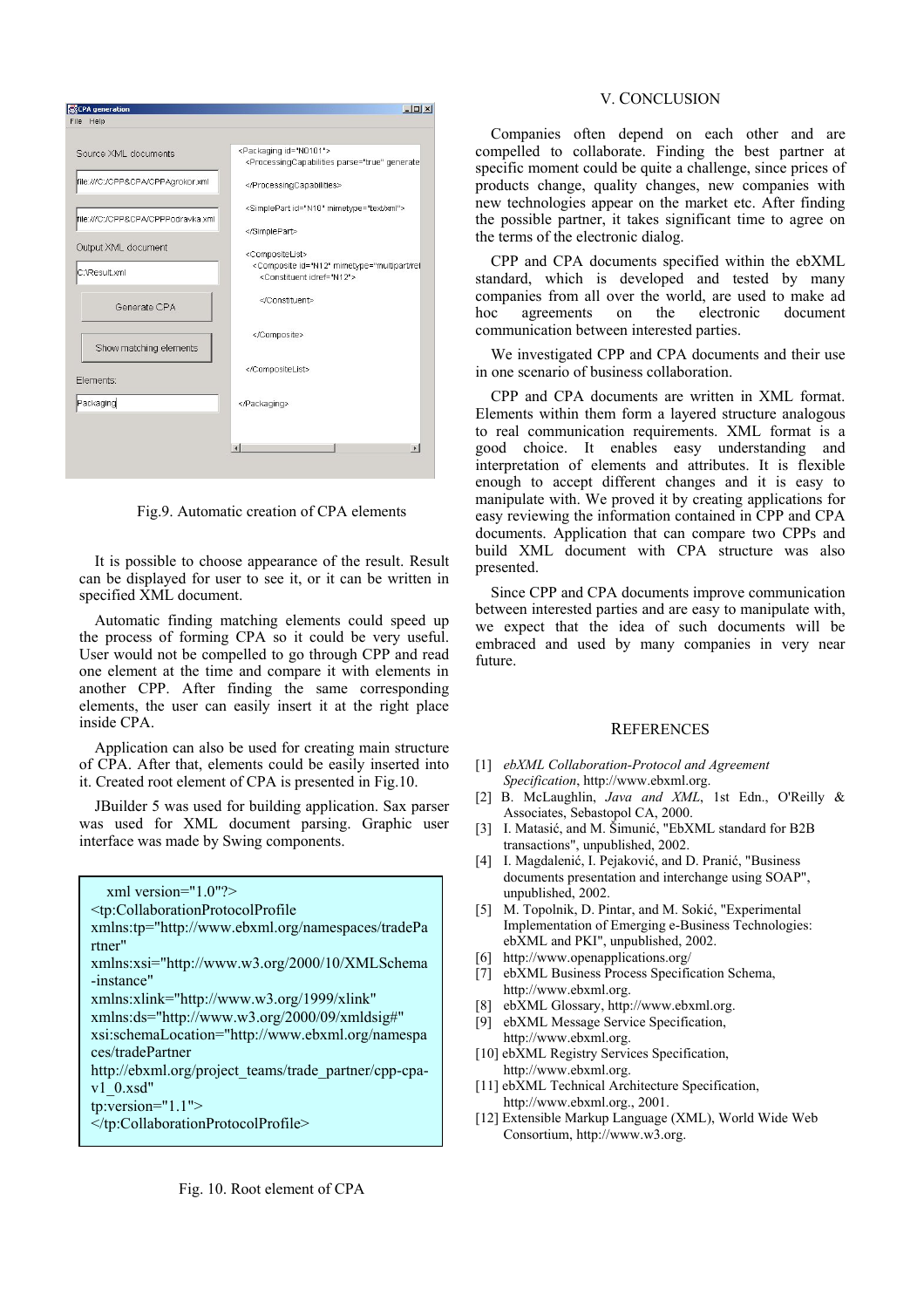Fig.9. Automatic creation of CPA elements

It is possible to choose appearance of the result. Result can be displayed for user to see it, or it can be written in specified XML document.

Automatic finding matching elements could speed up the process of forming CPA so it could be very useful. User would not be compelled to go through CPP and read one element at the time and compare it with elements in another CPP. After finding the same corresponding elements, the user can easily insert it at the right place inside CPA.

Application can also be used for creating main structure of CPA. After that, elements could be easily inserted into it. Created root element of CPA is presented in Fig.10.

JBuilder 5 was used for building application. Sax parser was used for XML document parsing. Graphic user interface was made by Swing components.

```
xml version="1.0"?>
<tp:CollaborationProtocolProfile
xmlns:tp="http://www.ebxml.org/namespaces/tradePartner"
xmlns:xsi="http://www.w3.org/2000/10/XMLSchema-instance"
xmlns:xlink="http://www.w3.org/1999/xlink"
xmlns:ds="http://www.w3.org/2000/09/xmldsig#"
xsi:schemaLocation="http://www.ebxml.org/namespaces/tradePartner
http://ebxml.org/project_teams/trade_partner/cpp-cpa-v1_0.xsd"
tp:version="1.1">
</tp:CollaborationProtocolProfile>
```

Fig. 10. Root element of CPA

## V. CONCLUSION

Companies often depend on each other and are compelled to collaborate. Finding the best partner at specific moment could be quite a challenge, since prices of products change, quality changes, new companies with new technologies appear on the market etc. After finding the possible partner, it takes significant time to agree on the terms of the electronic dialog.

CPP and CPA documents specified within the ebXML standard, which is developed and tested by many companies from all over the world, are used to make ad hoc agreements on the electronic document communication between interested parties.

We investigated CPP and CPA documents and their use in one scenario of business collaboration.

CPP and CPA documents are written in XML format. Elements within them form a layered structure analogous to real communication requirements. XML format is a good choice. It enables easy understanding and interpretation of elements and attributes. It is flexible enough to accept different changes and it is easy to manipulate with. We proved it by creating applications for easy reviewing the information contained in CPP and CPA documents. Application that can compare two CPPs and build XML document with CPA structure was also presented.

Since CPP and CPA documents improve communication between interested parties and are easy to manipulate with, we expect that the idea of such documents will be embraced and used by many companies in very near future.

## REFERENCES

[1] *ebXML Collaboration-Protocol and Agreement Specification*, http://www.ebxml.org.
[2] B. McLaughlin, *Java and XML*, 1st Edn., O'Reilly & Associates, Sebastopol CA, 2000.
[3] I. Matasić, and M. Šimunić, "EbXML standard for B2B transactions", unpublished, 2002.
[4] I. Magdalenić, I. Pejaković, and D. Pranić, "Business documents presentation and interchange using SOAP", unpublished, 2002.
[5] M. Topolnik, D. Pintar, and M. Sokić, "Experimental Implementation of Emerging e-Business Technologies: ebXML and PKI", unpublished, 2002.
[6] http://www.openapplications.org/
[7] ebXML Business Process Specification Schema, http://www.ebxml.org.
[8] ebXML Glossary, http://www.ebxml.org.
[9] ebXML Message Service Specification, http://www.ebxml.org.
[10] ebXML Registry Services Specification, http://www.ebxml.org.
[11] ebXML Technical Architecture Specification, http://www.ebxml.org., 2001.
[12] Extensible Markup Language (XML), World Wide Web Consortium, http://www.w3.org.